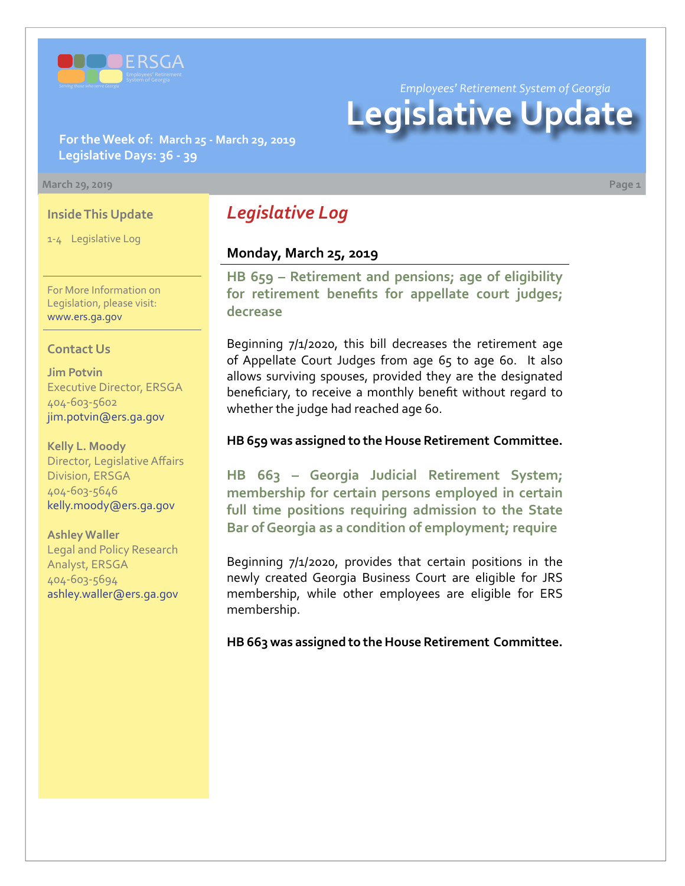ERSGA
Employees' Retirement System of Georgia
Serving those who serve Georgia

*Employees' Retirement System of Georgia*

# Legislative Update

**For the Week of: March 25 - March 29, 2019**
**Legislative Days: 36 - 39**

March 29, 2019

### Inside This Update

1-4 Legislative Log

For More Information on Legislation, please visit: www.ers.ga.gov

### Contact Us

**Jim Potvin**
Executive Director, ERSGA
404-603-5602
jim.potvin@ers.ga.gov

**Kelly L. Moody**
Director, Legislative Affairs Division, ERSGA
404-603-5646
kelly.moody@ers.ga.gov

**Ashley Waller**
Legal and Policy Research Analyst, ERSGA
404-603-5694
ashley.waller@ers.ga.gov

## *Legislative Log*

### Monday, March 25, 2019

#### HB 659 – Retirement and pensions; age of eligibility for retirement benefits for appellate court judges; decrease

Beginning 7/1/2020, this bill decreases the retirement age of Appellate Court Judges from age 65 to age 60. It also allows surviving spouses, provided they are the designated beneficiary, to receive a monthly benefit without regard to whether the judge had reached age 60.

**HB 659 was assigned to the House Retirement Committee.**

#### HB 663 – Georgia Judicial Retirement System; membership for certain persons employed in certain full time positions requiring admission to the State Bar of Georgia as a condition of employment; require

Beginning 7/1/2020, provides that certain positions in the newly created Georgia Business Court are eligible for JRS membership, while other employees are eligible for ERS membership.

**HB 663 was assigned to the House Retirement Committee.**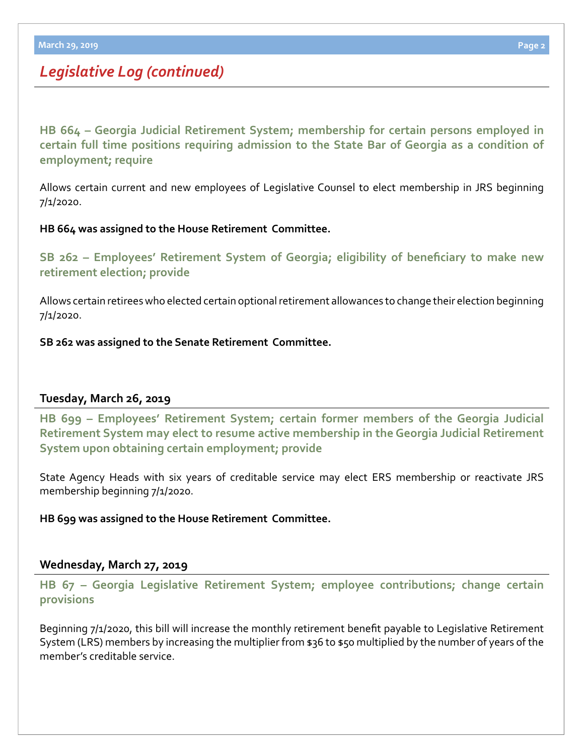## *Legislative Log (continued)*

### HB 664 – Georgia Judicial Retirement System; membership for certain persons employed in certain full time positions requiring admission to the State Bar of Georgia as a condition of employment; require

Allows certain current and new employees of Legislative Counsel to elect membership in JRS beginning 7/1/2020.

**HB 664 was assigned to the House Retirement Committee.**

### SB 262 – Employees' Retirement System of Georgia; eligibility of beneficiary to make new retirement election; provide

Allows certain retirees who elected certain optional retirement allowances to change their election beginning 7/1/2020.

**SB 262 was assigned to the Senate Retirement Committee.**

## Tuesday, March 26, 2019

### HB 699 – Employees' Retirement System; certain former members of the Georgia Judicial Retirement System may elect to resume active membership in the Georgia Judicial Retirement System upon obtaining certain employment; provide

State Agency Heads with six years of creditable service may elect ERS membership or reactivate JRS membership beginning 7/1/2020.

**HB 699 was assigned to the House Retirement Committee.**

## Wednesday, March 27, 2019

### HB 67 – Georgia Legislative Retirement System; employee contributions; change certain provisions

Beginning 7/1/2020, this bill will increase the monthly retirement benefit payable to Legislative Retirement System (LRS) members by increasing the multiplier from $36 to $50 multiplied by the number of years of the member's creditable service.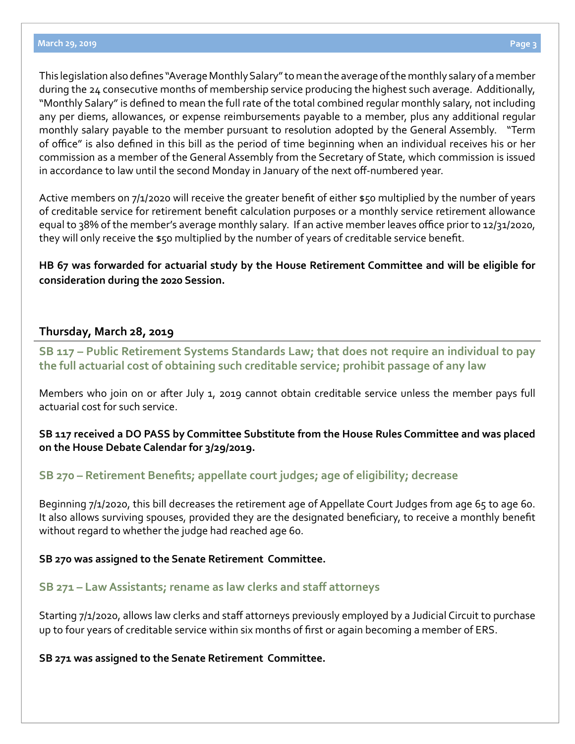This legislation also defines "Average Monthly Salary" to mean the average of the monthly salary of a member during the 24 consecutive months of membership service producing the highest such average. Additionally, "Monthly Salary" is defined to mean the full rate of the total combined regular monthly salary, not including any per diems, allowances, or expense reimbursements payable to a member, plus any additional regular monthly salary payable to the member pursuant to resolution adopted by the General Assembly. "Term of office" is also defined in this bill as the period of time beginning when an individual receives his or her commission as a member of the General Assembly from the Secretary of State, which commission is issued in accordance to law until the second Monday in January of the next off-numbered year.

Active members on 7/1/2020 will receive the greater benefit of either $50 multiplied by the number of years of creditable service for retirement benefit calculation purposes or a monthly service retirement allowance equal to 38% of the member's average monthly salary. If an active member leaves office prior to 12/31/2020, they will only receive the $50 multiplied by the number of years of creditable service benefit.

**HB 67 was forwarded for actuarial study by the House Retirement Committee and will be eligible for consideration during the 2020 Session.**

## Thursday, March 28, 2019

### SB 117 – Public Retirement Systems Standards Law; that does not require an individual to pay the full actuarial cost of obtaining such creditable service; prohibit passage of any law

Members who join on or after July 1, 2019 cannot obtain creditable service unless the member pays full actuarial cost for such service.

**SB 117 received a DO PASS by Committee Substitute from the House Rules Committee and was placed on the House Debate Calendar for 3/29/2019.**

### SB 270 – Retirement Benefits; appellate court judges; age of eligibility; decrease

Beginning 7/1/2020, this bill decreases the retirement age of Appellate Court Judges from age 65 to age 60. It also allows surviving spouses, provided they are the designated beneficiary, to receive a monthly benefit without regard to whether the judge had reached age 60.

**SB 270 was assigned to the Senate Retirement Committee.**

### SB 271 – Law Assistants; rename as law clerks and staff attorneys

Starting 7/1/2020, allows law clerks and staff attorneys previously employed by a Judicial Circuit to purchase up to four years of creditable service within six months of first or again becoming a member of ERS.

**SB 271 was assigned to the Senate Retirement Committee.**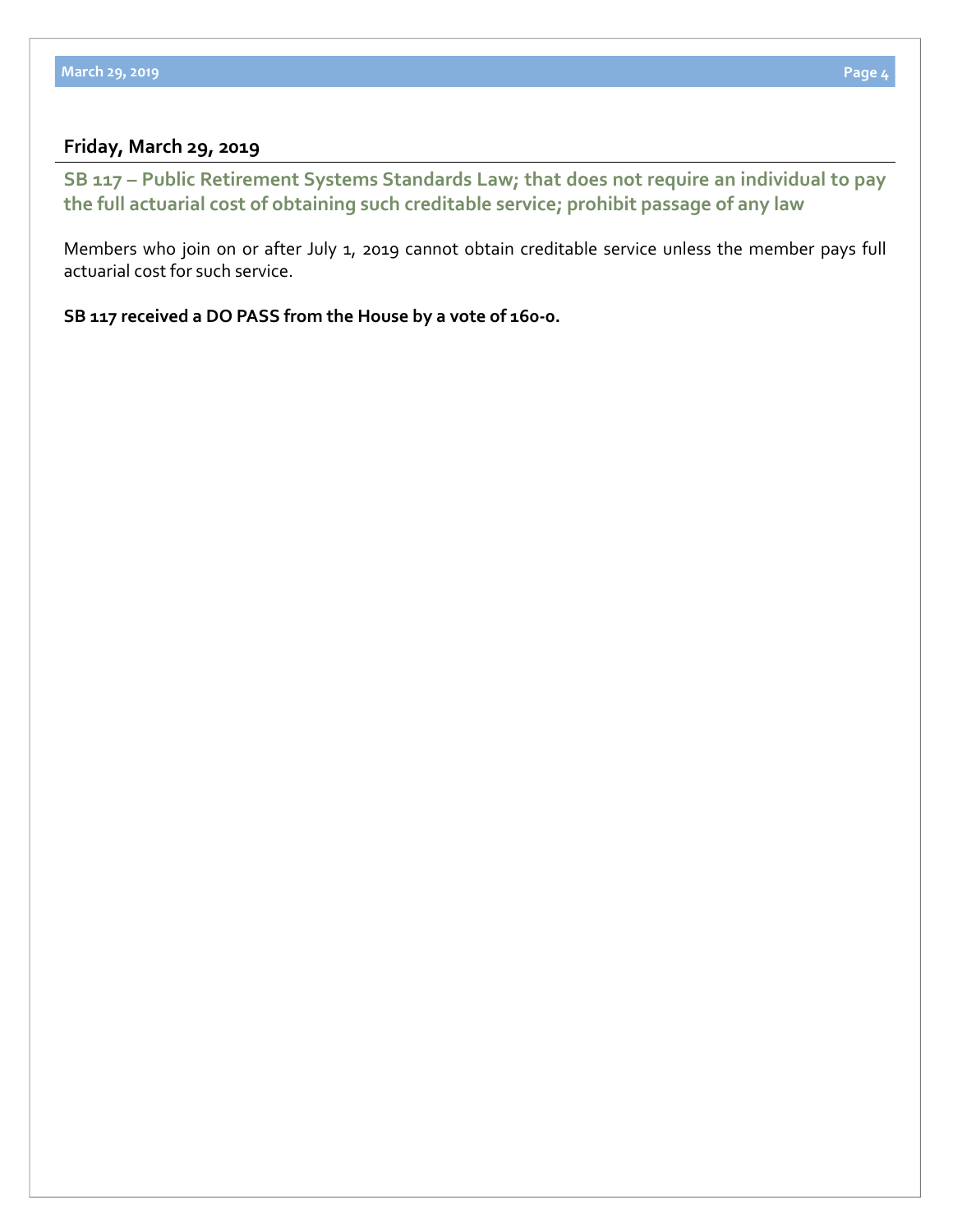## Friday, March 29, 2019

### SB 117 – Public Retirement Systems Standards Law; that does not require an individual to pay the full actuarial cost of obtaining such creditable service; prohibit passage of any law

Members who join on or after July 1, 2019 cannot obtain creditable service unless the member pays full actuarial cost for such service.

**SB 117 received a DO PASS from the House by a vote of 160-0.**